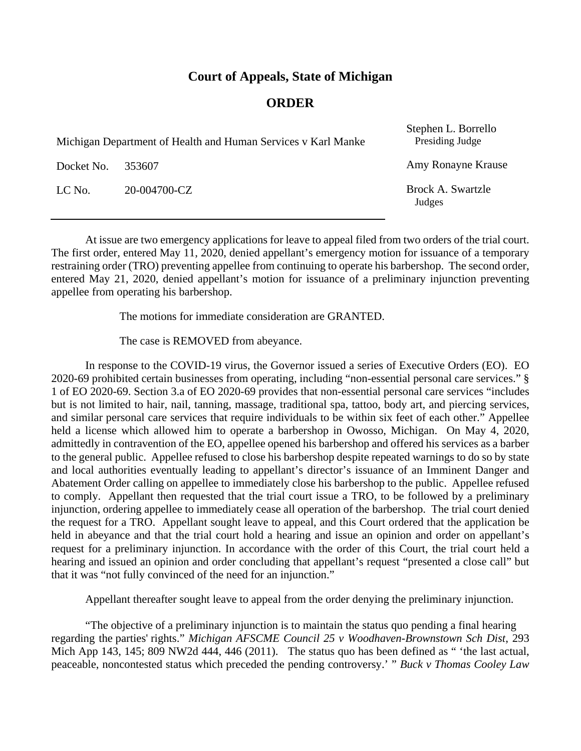# Court of Appeals, State of Michigan

## ORDER

| | | |
|---|---|---|
| Michigan Department of Health and Human Services v Karl Manke | | Stephen L. Borrello<br>Presiding Judge |
| Docket No. | 353607 | Amy Ronayne Krause |
| LC No. | 20-004700-CZ | Brock A. Swartzle<br>Judges |

At issue are two emergency applications for leave to appeal filed from two orders of the trial court. The first order, entered May 11, 2020, denied appellant's emergency motion for issuance of a temporary restraining order (TRO) preventing appellee from continuing to operate his barbershop. The second order, entered May 21, 2020, denied appellant's motion for issuance of a preliminary injunction preventing appellee from operating his barbershop.

The motions for immediate consideration are GRANTED.

The case is REMOVED from abeyance.

In response to the COVID-19 virus, the Governor issued a series of Executive Orders (EO). EO 2020-69 prohibited certain businesses from operating, including "non-essential personal care services." § 1 of EO 2020-69. Section 3.a of EO 2020-69 provides that non-essential personal care services "includes but is not limited to hair, nail, tanning, massage, traditional spa, tattoo, body art, and piercing services, and similar personal care services that require individuals to be within six feet of each other." Appellee held a license which allowed him to operate a barbershop in Owosso, Michigan. On May 4, 2020, admittedly in contravention of the EO, appellee opened his barbershop and offered his services as a barber to the general public. Appellee refused to close his barbershop despite repeated warnings to do so by state and local authorities eventually leading to appellant's director's issuance of an Imminent Danger and Abatement Order calling on appellee to immediately close his barbershop to the public. Appellee refused to comply. Appellant then requested that the trial court issue a TRO, to be followed by a preliminary injunction, ordering appellee to immediately cease all operation of the barbershop. The trial court denied the request for a TRO. Appellant sought leave to appeal, and this Court ordered that the application be held in abeyance and that the trial court hold a hearing and issue an opinion and order on appellant's request for a preliminary injunction. In accordance with the order of this Court, the trial court held a hearing and issued an opinion and order concluding that appellant's request "presented a close call" but that it was "not fully convinced of the need for an injunction."

Appellant thereafter sought leave to appeal from the order denying the preliminary injunction.

"The objective of a preliminary injunction is to maintain the status quo pending a final hearing regarding the parties' rights." *Michigan AFSCME Council 25 v Woodhaven-Brownstown Sch Dist*, 293 Mich App 143, 145; 809 NW2d 444, 446 (2011). The status quo has been defined as " 'the last actual, peaceable, noncontested status which preceded the pending controversy.' " *Buck v Thomas Cooley Law*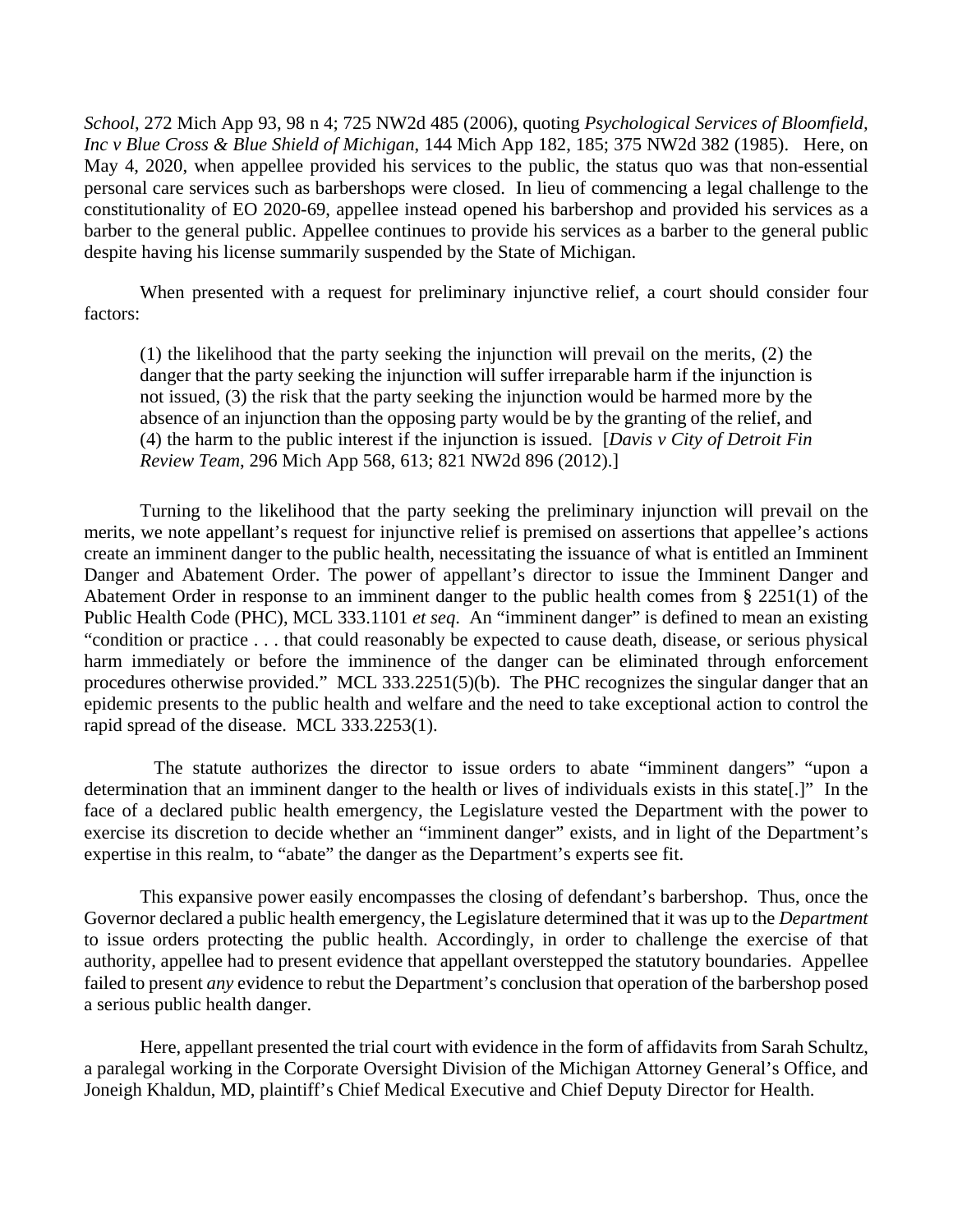*School*, 272 Mich App 93, 98 n 4; 725 NW2d 485 (2006), quoting *Psychological Services of Bloomfield, Inc v Blue Cross & Blue Shield of Michigan*, 144 Mich App 182, 185; 375 NW2d 382 (1985). Here, on May 4, 2020, when appellee provided his services to the public, the status quo was that non-essential personal care services such as barbershops were closed. In lieu of commencing a legal challenge to the constitutionality of EO 2020-69, appellee instead opened his barbershop and provided his services as a barber to the general public. Appellee continues to provide his services as a barber to the general public despite having his license summarily suspended by the State of Michigan.

When presented with a request for preliminary injunctive relief, a court should consider four factors:

> (1) the likelihood that the party seeking the injunction will prevail on the merits, (2) the danger that the party seeking the injunction will suffer irreparable harm if the injunction is not issued, (3) the risk that the party seeking the injunction would be harmed more by the absence of an injunction than the opposing party would be by the granting of the relief, and (4) the harm to the public interest if the injunction is issued. [*Davis v City of Detroit Fin Review Team*, 296 Mich App 568, 613; 821 NW2d 896 (2012).]

Turning to the likelihood that the party seeking the preliminary injunction will prevail on the merits, we note appellant's request for injunctive relief is premised on assertions that appellee's actions create an imminent danger to the public health, necessitating the issuance of what is entitled an Imminent Danger and Abatement Order. The power of appellant's director to issue the Imminent Danger and Abatement Order in response to an imminent danger to the public health comes from § 2251(1) of the Public Health Code (PHC), MCL 333.1101 *et seq*. An "imminent danger" is defined to mean an existing "condition or practice . . . that could reasonably be expected to cause death, disease, or serious physical harm immediately or before the imminence of the danger can be eliminated through enforcement procedures otherwise provided." MCL 333.2251(5)(b). The PHC recognizes the singular danger that an epidemic presents to the public health and welfare and the need to take exceptional action to control the rapid spread of the disease. MCL 333.2253(1).

The statute authorizes the director to issue orders to abate "imminent dangers" "upon a determination that an imminent danger to the health or lives of individuals exists in this state[.]" In the face of a declared public health emergency, the Legislature vested the Department with the power to exercise its discretion to decide whether an "imminent danger" exists, and in light of the Department's expertise in this realm, to "abate" the danger as the Department's experts see fit.

This expansive power easily encompasses the closing of defendant's barbershop. Thus, once the Governor declared a public health emergency, the Legislature determined that it was up to the *Department* to issue orders protecting the public health. Accordingly, in order to challenge the exercise of that authority, appellee had to present evidence that appellant overstepped the statutory boundaries. Appellee failed to present *any* evidence to rebut the Department's conclusion that operation of the barbershop posed a serious public health danger.

Here, appellant presented the trial court with evidence in the form of affidavits from Sarah Schultz, a paralegal working in the Corporate Oversight Division of the Michigan Attorney General's Office, and Joneigh Khaldun, MD, plaintiff's Chief Medical Executive and Chief Deputy Director for Health.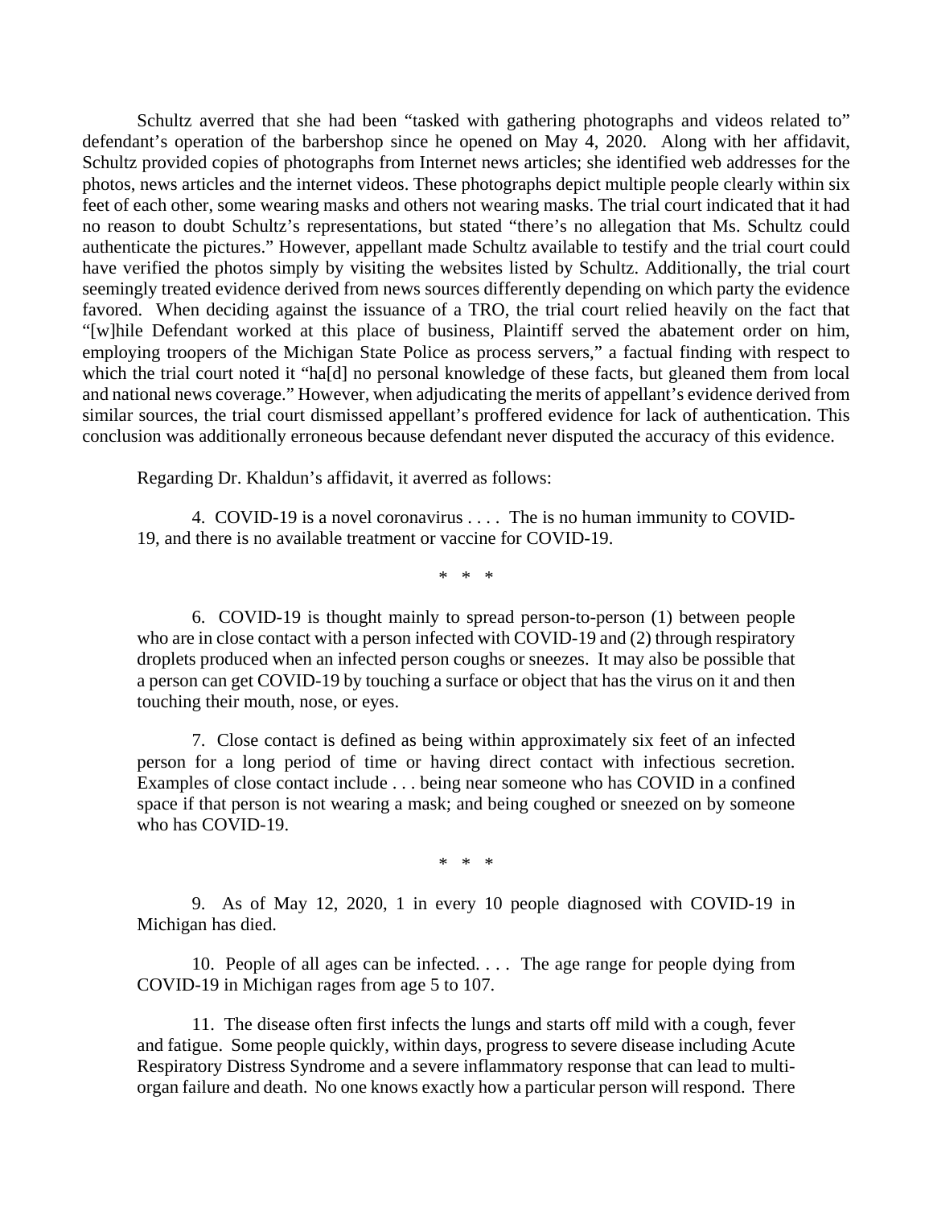Schultz averred that she had been "tasked with gathering photographs and videos related to" defendant's operation of the barbershop since he opened on May 4, 2020. Along with her affidavit, Schultz provided copies of photographs from Internet news articles; she identified web addresses for the photos, news articles and the internet videos. These photographs depict multiple people clearly within six feet of each other, some wearing masks and others not wearing masks. The trial court indicated that it had no reason to doubt Schultz's representations, but stated "there's no allegation that Ms. Schultz could authenticate the pictures." However, appellant made Schultz available to testify and the trial court could have verified the photos simply by visiting the websites listed by Schultz. Additionally, the trial court seemingly treated evidence derived from news sources differently depending on which party the evidence favored. When deciding against the issuance of a TRO, the trial court relied heavily on the fact that "[w]hile Defendant worked at this place of business, Plaintiff served the abatement order on him, employing troopers of the Michigan State Police as process servers," a factual finding with respect to which the trial court noted it "ha[d] no personal knowledge of these facts, but gleaned them from local and national news coverage." However, when adjudicating the merits of appellant's evidence derived from similar sources, the trial court dismissed appellant's proffered evidence for lack of authentication. This conclusion was additionally erroneous because defendant never disputed the accuracy of this evidence.

Regarding Dr. Khaldun's affidavit, it averred as follows:

> 4. COVID-19 is a novel coronavirus . . . . The is no human immunity to COVID-19, and there is no available treatment or vaccine for COVID-19.
>
> \* \* \*
>
> 6. COVID-19 is thought mainly to spread person-to-person (1) between people who are in close contact with a person infected with COVID-19 and (2) through respiratory droplets produced when an infected person coughs or sneezes. It may also be possible that a person can get COVID-19 by touching a surface or object that has the virus on it and then touching their mouth, nose, or eyes.
>
> 7. Close contact is defined as being within approximately six feet of an infected person for a long period of time or having direct contact with infectious secretion. Examples of close contact include . . . being near someone who has COVID in a confined space if that person is not wearing a mask; and being coughed or sneezed on by someone who has COVID-19.
>
> \* \* \*
>
> 9. As of May 12, 2020, 1 in every 10 people diagnosed with COVID-19 in Michigan has died.
>
> 10. People of all ages can be infected. . . . The age range for people dying from COVID-19 in Michigan rages from age 5 to 107.
>
> 11. The disease often first infects the lungs and starts off mild with a cough, fever and fatigue. Some people quickly, within days, progress to severe disease including Acute Respiratory Distress Syndrome and a severe inflammatory response that can lead to multi-organ failure and death. No one knows exactly how a particular person will respond. There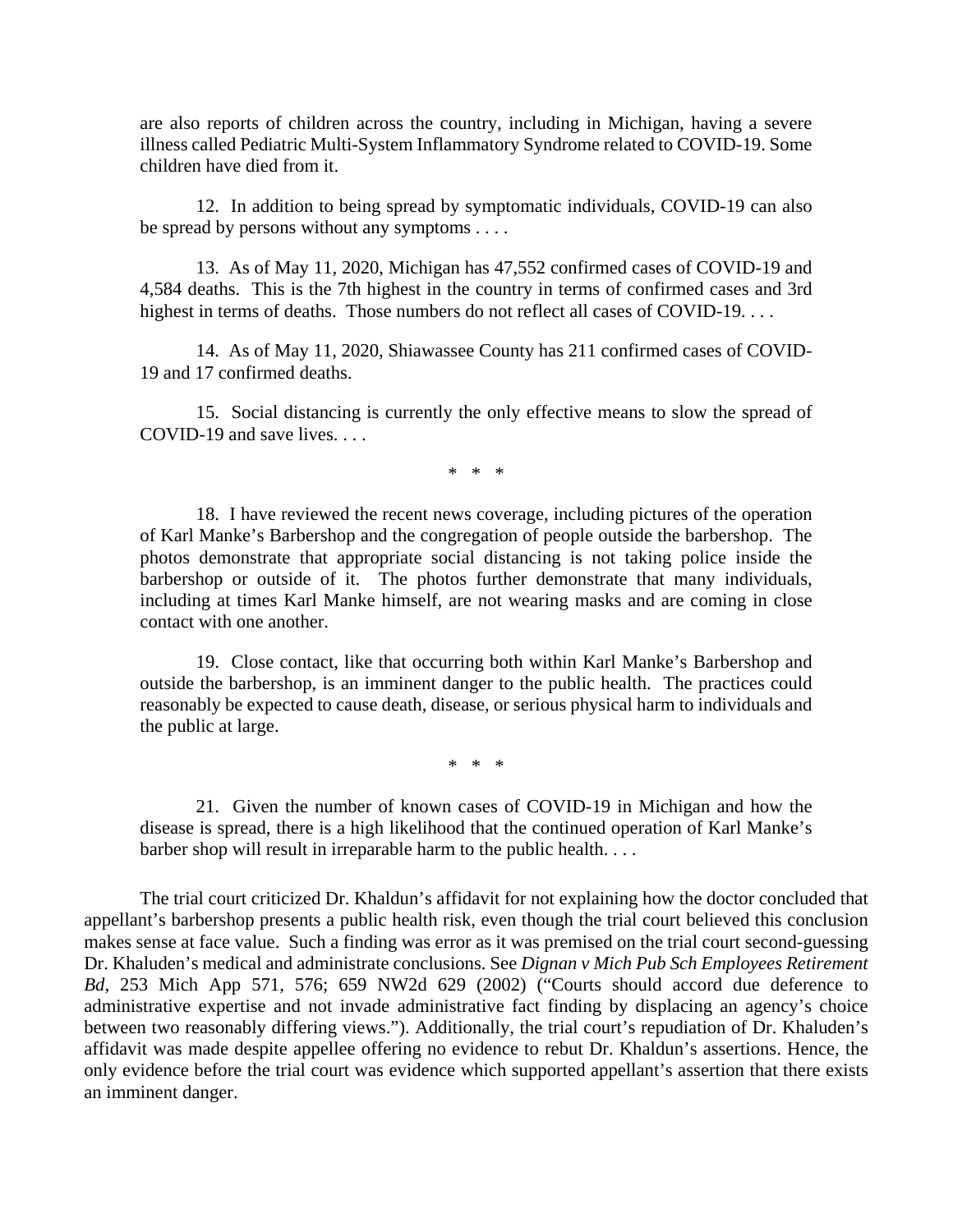are also reports of children across the country, including in Michigan, having a severe illness called Pediatric Multi-System Inflammatory Syndrome related to COVID-19. Some children have died from it.

> 12. In addition to being spread by symptomatic individuals, COVID-19 can also be spread by persons without any symptoms . . . .
>
> 13. As of May 11, 2020, Michigan has 47,552 confirmed cases of COVID-19 and 4,584 deaths. This is the 7th highest in the country in terms of confirmed cases and 3rd highest in terms of deaths. Those numbers do not reflect all cases of COVID-19. . . .
>
> 14. As of May 11, 2020, Shiawassee County has 211 confirmed cases of COVID-19 and 17 confirmed deaths.
>
> 15. Social distancing is currently the only effective means to slow the spread of COVID-19 and save lives. . . .
>
> \* \* \*
>
> 18. I have reviewed the recent news coverage, including pictures of the operation of Karl Manke's Barbershop and the congregation of people outside the barbershop. The photos demonstrate that appropriate social distancing is not taking police inside the barbershop or outside of it. The photos further demonstrate that many individuals, including at times Karl Manke himself, are not wearing masks and are coming in close contact with one another.
>
> 19. Close contact, like that occurring both within Karl Manke's Barbershop and outside the barbershop, is an imminent danger to the public health. The practices could reasonably be expected to cause death, disease, or serious physical harm to individuals and the public at large.
>
> \* \* \*
>
> 21. Given the number of known cases of COVID-19 in Michigan and how the disease is spread, there is a high likelihood that the continued operation of Karl Manke's barber shop will result in irreparable harm to the public health. . . .

The trial court criticized Dr. Khaldun's affidavit for not explaining how the doctor concluded that appellant's barbershop presents a public health risk, even though the trial court believed this conclusion makes sense at face value. Such a finding was error as it was premised on the trial court second-guessing Dr. Khaluden's medical and administrate conclusions. See *Dignan v Mich Pub Sch Employees Retirement Bd*, 253 Mich App 571, 576; 659 NW2d 629 (2002) ("Courts should accord due deference to administrative expertise and not invade administrative fact finding by displacing an agency's choice between two reasonably differing views."). Additionally, the trial court's repudiation of Dr. Khaluden's affidavit was made despite appellee offering no evidence to rebut Dr. Khaldun's assertions. Hence, the only evidence before the trial court was evidence which supported appellant's assertion that there exists an imminent danger.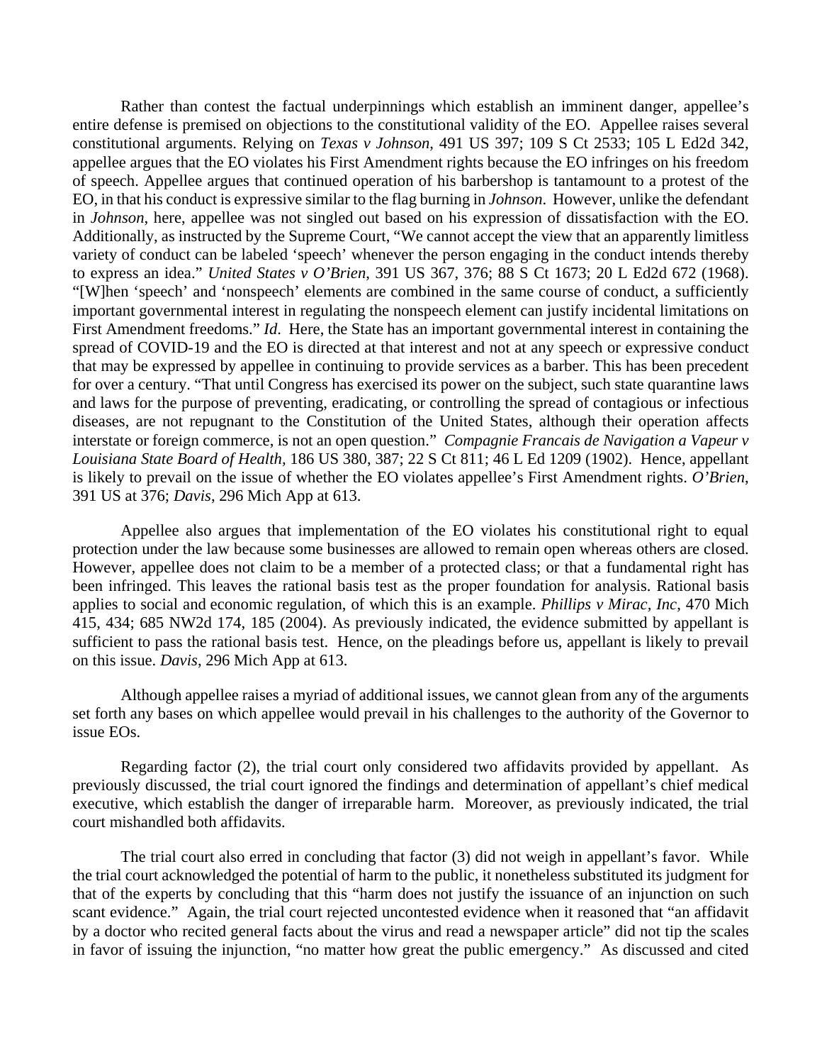Rather than contest the factual underpinnings which establish an imminent danger, appellee's entire defense is premised on objections to the constitutional validity of the EO. Appellee raises several constitutional arguments. Relying on *Texas v Johnson*, 491 US 397; 109 S Ct 2533; 105 L Ed2d 342, appellee argues that the EO violates his First Amendment rights because the EO infringes on his freedom of speech. Appellee argues that continued operation of his barbershop is tantamount to a protest of the EO, in that his conduct is expressive similar to the flag burning in *Johnson*. However, unlike the defendant in *Johnson*, here, appellee was not singled out based on his expression of dissatisfaction with the EO. Additionally, as instructed by the Supreme Court, "We cannot accept the view that an apparently limitless variety of conduct can be labeled 'speech' whenever the person engaging in the conduct intends thereby to express an idea." *United States v O'Brien*, 391 US 367, 376; 88 S Ct 1673; 20 L Ed2d 672 (1968). "[W]hen 'speech' and 'nonspeech' elements are combined in the same course of conduct, a sufficiently important governmental interest in regulating the nonspeech element can justify incidental limitations on First Amendment freedoms." *Id*. Here, the State has an important governmental interest in containing the spread of COVID-19 and the EO is directed at that interest and not at any speech or expressive conduct that may be expressed by appellee in continuing to provide services as a barber. This has been precedent for over a century. "That until Congress has exercised its power on the subject, such state quarantine laws and laws for the purpose of preventing, eradicating, or controlling the spread of contagious or infectious diseases, are not repugnant to the Constitution of the United States, although their operation affects interstate or foreign commerce, is not an open question." *Compagnie Francais de Navigation a Vapeur v Louisiana State Board of Health*, 186 US 380, 387; 22 S Ct 811; 46 L Ed 1209 (1902). Hence, appellant is likely to prevail on the issue of whether the EO violates appellee's First Amendment rights. *O'Brien*, 391 US at 376; *Davis*, 296 Mich App at 613.

Appellee also argues that implementation of the EO violates his constitutional right to equal protection under the law because some businesses are allowed to remain open whereas others are closed. However, appellee does not claim to be a member of a protected class; or that a fundamental right has been infringed. This leaves the rational basis test as the proper foundation for analysis. Rational basis applies to social and economic regulation, of which this is an example. *Phillips v Mirac, Inc*, 470 Mich 415, 434; 685 NW2d 174, 185 (2004). As previously indicated, the evidence submitted by appellant is sufficient to pass the rational basis test. Hence, on the pleadings before us, appellant is likely to prevail on this issue. *Davis*, 296 Mich App at 613.

Although appellee raises a myriad of additional issues, we cannot glean from any of the arguments set forth any bases on which appellee would prevail in his challenges to the authority of the Governor to issue EOs.

Regarding factor (2), the trial court only considered two affidavits provided by appellant. As previously discussed, the trial court ignored the findings and determination of appellant's chief medical executive, which establish the danger of irreparable harm. Moreover, as previously indicated, the trial court mishandled both affidavits.

The trial court also erred in concluding that factor (3) did not weigh in appellant's favor. While the trial court acknowledged the potential of harm to the public, it nonetheless substituted its judgment for that of the experts by concluding that this "harm does not justify the issuance of an injunction on such scant evidence." Again, the trial court rejected uncontested evidence when it reasoned that "an affidavit by a doctor who recited general facts about the virus and read a newspaper article" did not tip the scales in favor of issuing the injunction, "no matter how great the public emergency." As discussed and cited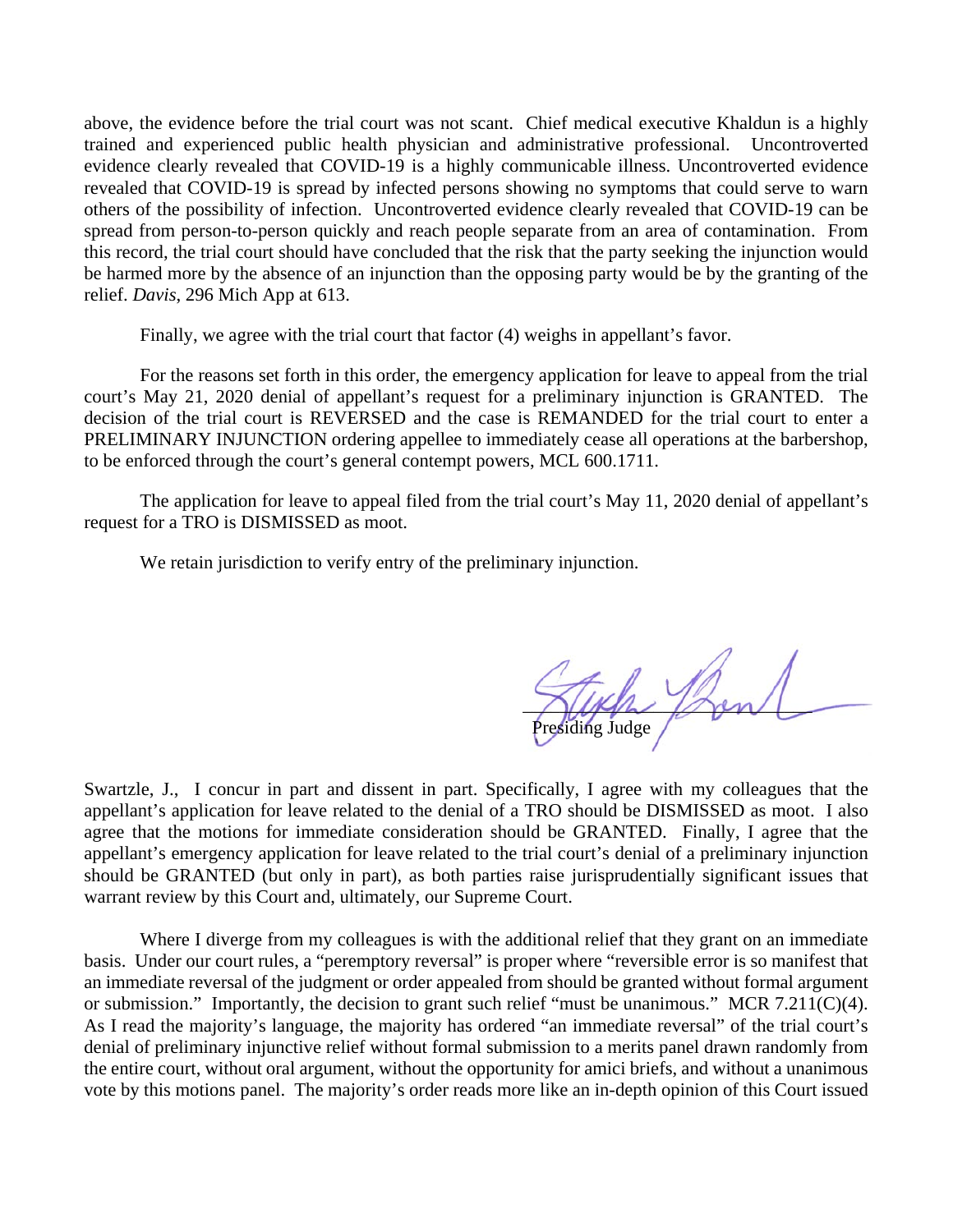above, the evidence before the trial court was not scant. Chief medical executive Khaldun is a highly trained and experienced public health physician and administrative professional. Uncontroverted evidence clearly revealed that COVID-19 is a highly communicable illness. Uncontroverted evidence revealed that COVID-19 is spread by infected persons showing no symptoms that could serve to warn others of the possibility of infection. Uncontroverted evidence clearly revealed that COVID-19 can be spread from person-to-person quickly and reach people separate from an area of contamination. From this record, the trial court should have concluded that the risk that the party seeking the injunction would be harmed more by the absence of an injunction than the opposing party would be by the granting of the relief. *Davis*, 296 Mich App at 613.

Finally, we agree with the trial court that factor (4) weighs in appellant's favor.

For the reasons set forth in this order, the emergency application for leave to appeal from the trial court's May 21, 2020 denial of appellant's request for a preliminary injunction is GRANTED. The decision of the trial court is REVERSED and the case is REMANDED for the trial court to enter a PRELIMINARY INJUNCTION ordering appellee to immediately cease all operations at the barbershop, to be enforced through the court's general contempt powers, MCL 600.1711.

The application for leave to appeal filed from the trial court's May 11, 2020 denial of appellant's request for a TRO is DISMISSED as moot.

We retain jurisdiction to verify entry of the preliminary injunction.

Presiding Judge

Swartzle, J., I concur in part and dissent in part. Specifically, I agree with my colleagues that the appellant's application for leave related to the denial of a TRO should be DISMISSED as moot. I also agree that the motions for immediate consideration should be GRANTED. Finally, I agree that the appellant's emergency application for leave related to the trial court's denial of a preliminary injunction should be GRANTED (but only in part), as both parties raise jurisprudentially significant issues that warrant review by this Court and, ultimately, our Supreme Court.

Where I diverge from my colleagues is with the additional relief that they grant on an immediate basis. Under our court rules, a "peremptory reversal" is proper where "reversible error is so manifest that an immediate reversal of the judgment or order appealed from should be granted without formal argument or submission." Importantly, the decision to grant such relief "must be unanimous." MCR 7.211(C)(4). As I read the majority's language, the majority has ordered "an immediate reversal" of the trial court's denial of preliminary injunctive relief without formal submission to a merits panel drawn randomly from the entire court, without oral argument, without the opportunity for amici briefs, and without a unanimous vote by this motions panel. The majority's order reads more like an in-depth opinion of this Court issued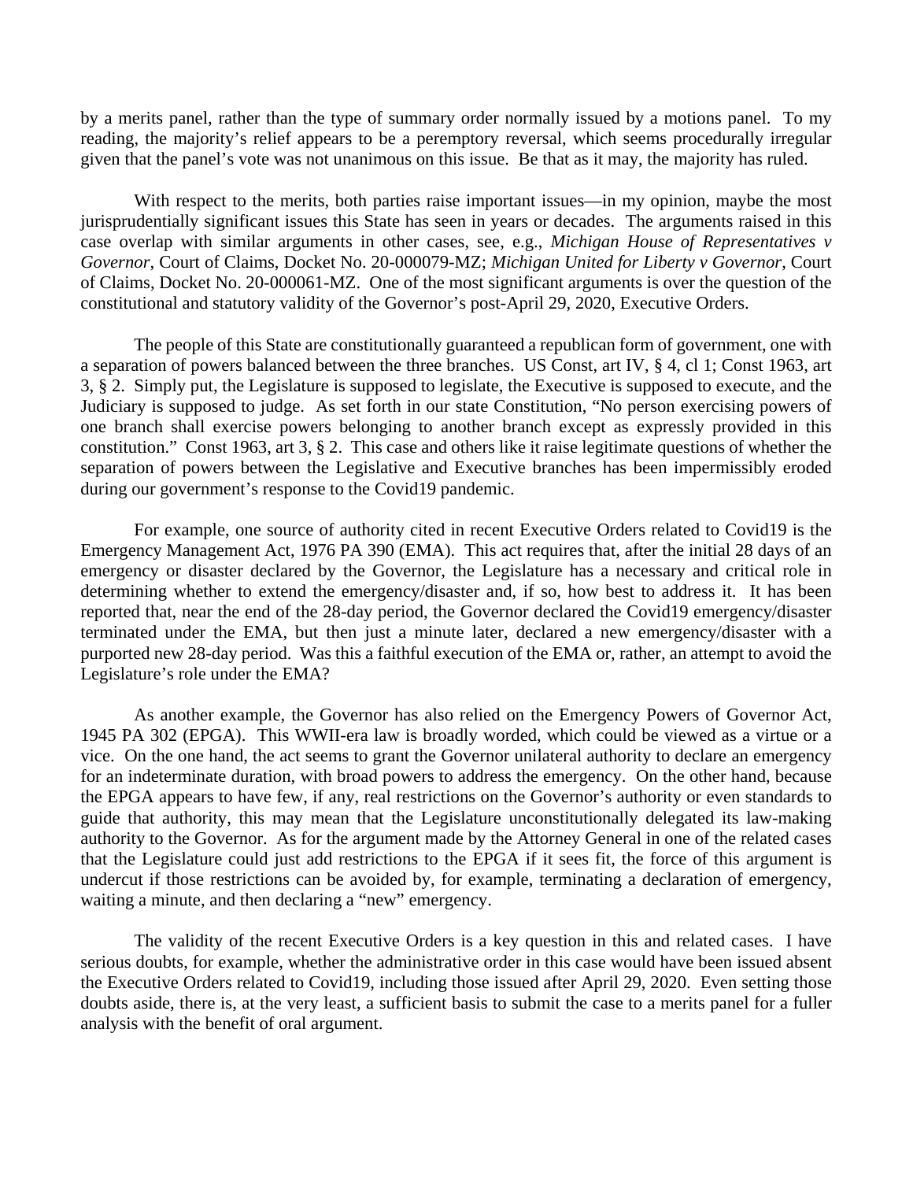by a merits panel, rather than the type of summary order normally issued by a motions panel. To my reading, the majority's relief appears to be a peremptory reversal, which seems procedurally irregular given that the panel's vote was not unanimous on this issue. Be that as it may, the majority has ruled.

With respect to the merits, both parties raise important issues—in my opinion, maybe the most jurisprudentially significant issues this State has seen in years or decades. The arguments raised in this case overlap with similar arguments in other cases, see, e.g., *Michigan House of Representatives v Governor*, Court of Claims, Docket No. 20-000079-MZ; *Michigan United for Liberty v Governor*, Court of Claims, Docket No. 20-000061-MZ. One of the most significant arguments is over the question of the constitutional and statutory validity of the Governor's post-April 29, 2020, Executive Orders.

The people of this State are constitutionally guaranteed a republican form of government, one with a separation of powers balanced between the three branches. US Const, art IV, § 4, cl 1; Const 1963, art 3, § 2. Simply put, the Legislature is supposed to legislate, the Executive is supposed to execute, and the Judiciary is supposed to judge. As set forth in our state Constitution, "No person exercising powers of one branch shall exercise powers belonging to another branch except as expressly provided in this constitution." Const 1963, art 3, § 2. This case and others like it raise legitimate questions of whether the separation of powers between the Legislative and Executive branches has been impermissibly eroded during our government's response to the Covid19 pandemic.

For example, one source of authority cited in recent Executive Orders related to Covid19 is the Emergency Management Act, 1976 PA 390 (EMA). This act requires that, after the initial 28 days of an emergency or disaster declared by the Governor, the Legislature has a necessary and critical role in determining whether to extend the emergency/disaster and, if so, how best to address it. It has been reported that, near the end of the 28-day period, the Governor declared the Covid19 emergency/disaster terminated under the EMA, but then just a minute later, declared a new emergency/disaster with a purported new 28-day period. Was this a faithful execution of the EMA or, rather, an attempt to avoid the Legislature's role under the EMA?

As another example, the Governor has also relied on the Emergency Powers of Governor Act, 1945 PA 302 (EPGA). This WWII-era law is broadly worded, which could be viewed as a virtue or a vice. On the one hand, the act seems to grant the Governor unilateral authority to declare an emergency for an indeterminate duration, with broad powers to address the emergency. On the other hand, because the EPGA appears to have few, if any, real restrictions on the Governor's authority or even standards to guide that authority, this may mean that the Legislature unconstitutionally delegated its law-making authority to the Governor. As for the argument made by the Attorney General in one of the related cases that the Legislature could just add restrictions to the EPGA if it sees fit, the force of this argument is undercut if those restrictions can be avoided by, for example, terminating a declaration of emergency, waiting a minute, and then declaring a "new" emergency.

The validity of the recent Executive Orders is a key question in this and related cases. I have serious doubts, for example, whether the administrative order in this case would have been issued absent the Executive Orders related to Covid19, including those issued after April 29, 2020. Even setting those doubts aside, there is, at the very least, a sufficient basis to submit the case to a merits panel for a fuller analysis with the benefit of oral argument.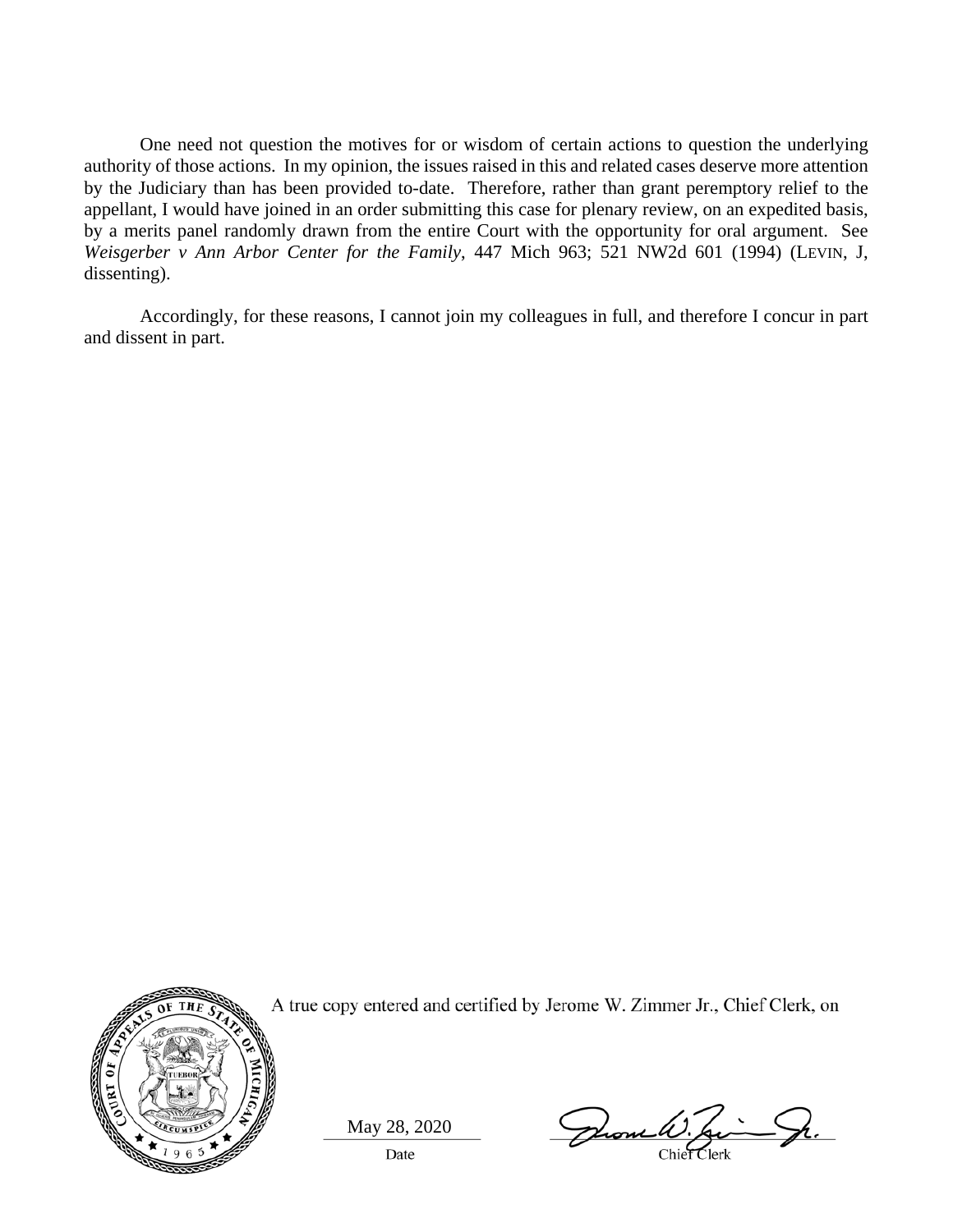One need not question the motives for or wisdom of certain actions to question the underlying authority of those actions. In my opinion, the issues raised in this and related cases deserve more attention by the Judiciary than has been provided to-date. Therefore, rather than grant peremptory relief to the appellant, I would have joined in an order submitting this case for plenary review, on an expedited basis, by a merits panel randomly drawn from the entire Court with the opportunity for oral argument. See *Weisgerber v Ann Arbor Center for the Family*, 447 Mich 963; 521 NW2d 601 (1994) (LEVIN, J, dissenting).

Accordingly, for these reasons, I cannot join my colleagues in full, and therefore I concur in part and dissent in part.

A true copy entered and certified by Jerome W. Zimmer Jr., Chief Clerk, on

May 28, 2020

Date

Chief Clerk